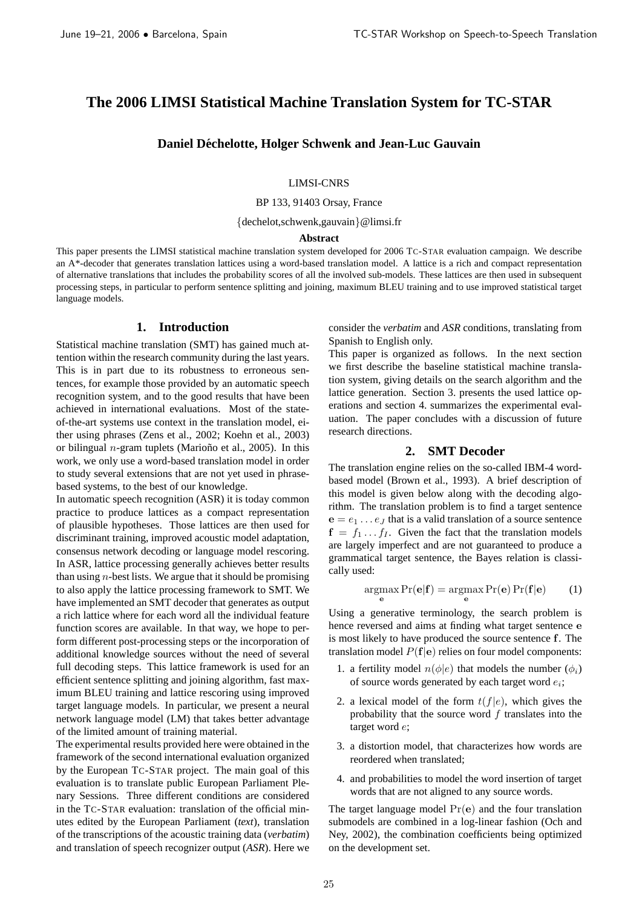# The 2006 LIMSI Statistical Machine Translation System for TC-STAR

**Daniel Déchelotte, Holger Schwenk and Jean-Luc Gauvain**

LIMSI-CNRS

BP 133, 91403 Orsay, France

{dechelot,schwenk,gauvain}@limsi.fr

**Abstract**

This paper presents the LIMSI statistical machine translation system developed for 2006 TC-STAR evaluation campaign. We describe an A*-decoder that generates translation lattices using a word-based translation model. A lattice is a rich and compact representation of alternative translations that includes the probability scores of all the involved sub-models. These lattices are then used in subsequent processing steps, in particular to perform sentence splitting and joining, maximum BLEU training and to use improved statistical target language models.

## 1. Introduction

Statistical machine translation (SMT) has gained much attention within the research community during the last years. This is in part due to its robustness to erroneous sentences, for example those provided by an automatic speech recognition system, and to the good results that have been achieved in international evaluations. Most of the state-of-the-art systems use context in the translation model, either using phrases (Zens et al., 2002; Koehn et al., 2003) or bilingual $n$-gram tuplets (Marioño et al., 2005). In this work, we only use a word-based translation model in order to study several extensions that are not yet used in phrase-based systems, to the best of our knowledge.

In automatic speech recognition (ASR) it is today common practice to produce lattices as a compact representation of plausible hypotheses. Those lattices are then used for discriminant training, improved acoustic model adaptation, consensus network decoding or language model rescoring. In ASR, lattice processing generally achieves better results than using $n$-best lists. We argue that it should be promising to also apply the lattice processing framework to SMT. We have implemented an SMT decoder that generates as output a rich lattice where for each word all the individual feature function scores are available. In that way, we hope to perform different post-processing steps or the incorporation of additional knowledge sources without the need of several full decoding steps. This lattice framework is used for an efficient sentence splitting and joining algorithm, fast maximum BLEU training and lattice rescoring using improved target language models. In particular, we present a neural network language model (LM) that takes better advantage of the limited amount of training material.

The experimental results provided here were obtained in the framework of the second international evaluation organized by the European TC-STAR project. The main goal of this evaluation is to translate public European Parliament Plenary Sessions. Three different conditions are considered in the TC-STAR evaluation: translation of the official minutes edited by the European Parliament (*text*), translation of the transcriptions of the acoustic training data (*verbatim*) and translation of speech recognizer output (*ASR*). Here we consider the *verbatim* and *ASR* conditions, translating from Spanish to English only.

This paper is organized as follows. In the next section we first describe the baseline statistical machine translation system, giving details on the search algorithm and the lattice generation. Section 3. presents the used lattice operations and section 4. summarizes the experimental evaluation. The paper concludes with a discussion of future research directions.

## 2. SMT Decoder

The translation engine relies on the so-called IBM-4 word-based model (Brown et al., 1993). A brief description of this model is given below along with the decoding algorithm. The translation problem is to find a target sentence $\mathbf{e} = e_1 \dots e_J$ that is a valid translation of a source sentence $\mathbf{f} = f_1 \dots f_I$. Given the fact that the translation models are largely imperfect and are not guaranteed to produce a grammatical target sentence, the Bayes relation is classically used:

$$\operatorname*{argmax}_{\mathbf{e}} \Pr(\mathbf{e}|\mathbf{f}) = \operatorname*{argmax}_{\mathbf{e}} \Pr(\mathbf{e}) \Pr(\mathbf{f}|\mathbf{e}) \qquad (1)$$

Using a generative terminology, the search problem is hence reversed and aims at finding what target sentence $\mathbf{e}$ is most likely to have produced the source sentence $\mathbf{f}$. The translation model $P(\mathbf{f}|\mathbf{e})$ relies on four model components:

1. a fertility model $n(\phi|e)$ that models the number ($\phi_i$) of source words generated by each target word $e_i$;
2. a lexical model of the form $t(f|e)$, which gives the probability that the source word $f$ translates into the target word $e$;
3. a distortion model, that characterizes how words are reordered when translated;
4. and probabilities to model the word insertion of target words that are not aligned to any source words.

The target language model $\Pr(\mathbf{e})$ and the four translation submodels are combined in a log-linear fashion (Och and Ney, 2002), the combination coefficients being optimized on the development set.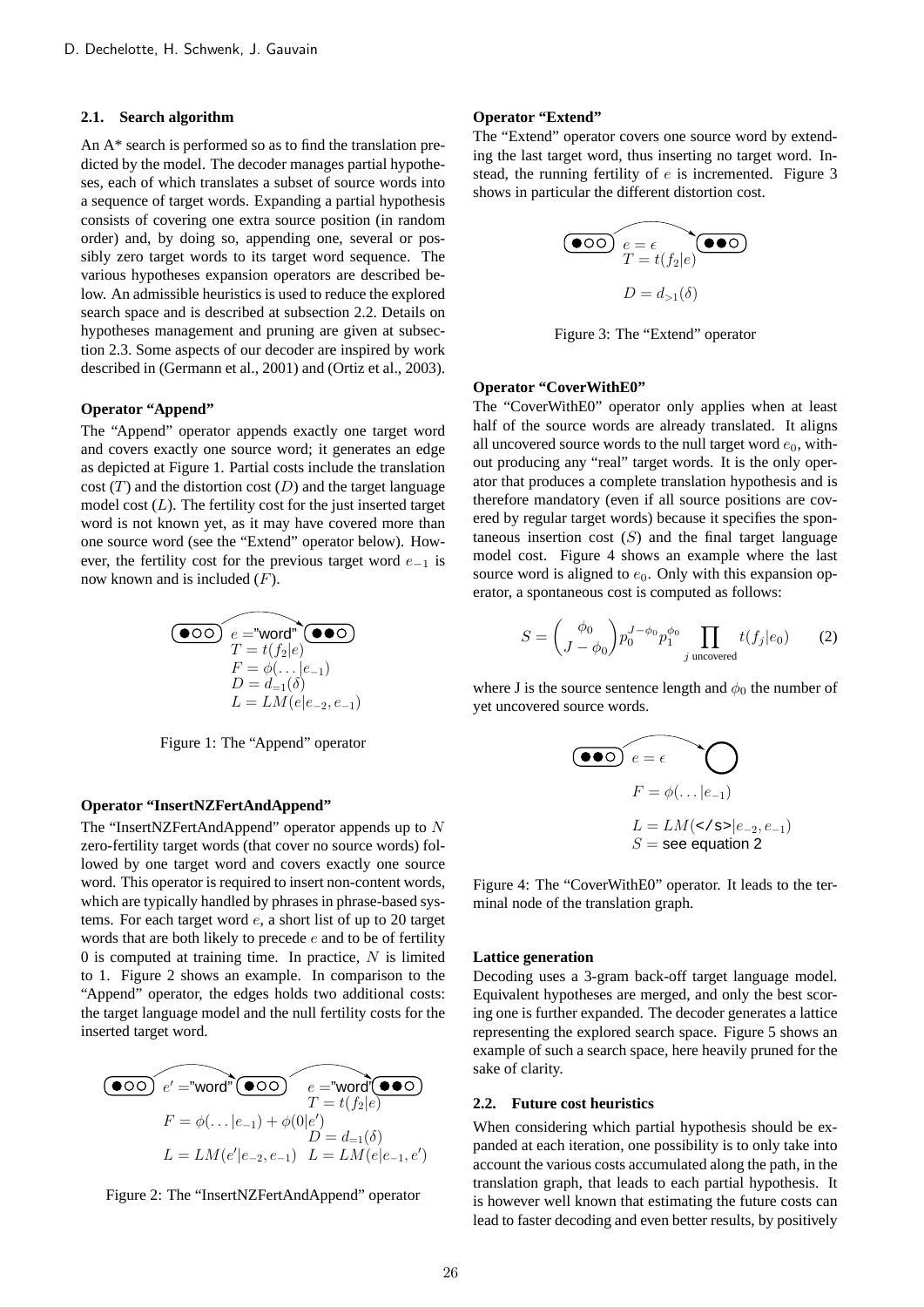### 2.1. Search algorithm

An A* search is performed so as to find the translation predicted by the model. The decoder manages partial hypotheses, each of which translates a subset of source words into a sequence of target words. Expanding a partial hypothesis consists of covering one extra source position (in random order) and, by doing so, appending one, several or possibly zero target words to its target word sequence. The various hypotheses expansion operators are described below. An admissible heuristics is used to reduce the explored search space and is described at subsection 2.2. Details on hypotheses management and pruning are given at subsection 2.3. Some aspects of our decoder are inspired by work described in (Germann et al., 2001) and (Ortiz et al., 2003).

**Operator "Append"**

The "Append" operator appends exactly one target word and covers exactly one source word; it generates an edge as depicted at Figure 1. Partial costs include the translation cost ($T$) and the distortion cost ($D$) and the target language model cost ($L$). The fertility cost for the just inserted target word is not known yet, as it may have covered more than one source word (see the "Extend" operator below). However, the fertility cost for the previous target word $e_{-1}$ is now known and is included ($F$).

$e =$"word"
$T = t(f_2|e)$
$F = \phi(\ldots|e_{-1})$
$D = d_{=1}(\delta)$
$L = LM(e|e_{-2}, e_{-1})$

Figure 1: The "Append" operator

**Operator "InsertNZFertAndAppend"**

The "InsertNZFertAndAppend" operator appends up to $N$ zero-fertility target words (that cover no source words) followed by one target word and covers exactly one source word. This operator is required to insert non-content words, which are typically handled by phrases in phrase-based systems. For each target word $e$, a short list of up to 20 target words that are both likely to precede $e$ and to be of fertility 0 is computed at training time. In practice, $N$ is limited to 1. Figure 2 shows an example. In comparison to the "Append" operator, the edges holds two additional costs: the target language model and the null fertility costs for the inserted target word.

$e' =$"word" — $F = \phi(\ldots|e_{-1}) + \phi(0|e')$, $L = LM(e'|e_{-2}, e_{-1})$
$e =$"word" — $T = t(f_2|e)$, $D = d_{=1}(\delta)$, $L = LM(e|e_{-1}, e')$

Figure 2: The "InsertNZFertAndAppend" operator

**Operator "Extend"**

The "Extend" operator covers one source word by extending the last target word, thus inserting no target word. Instead, the running fertility of $e$ is incremented. Figure 3 shows in particular the different distortion cost.

$e = \epsilon$
$T = t(f_2|e)$
$D = d_{>1}(\delta)$

Figure 3: The "Extend" operator

**Operator "CoverWithE0"**

The "CoverWithE0" operator only applies when at least half of the source words are already translated. It aligns all uncovered source words to the null target word $e_0$, without producing any "real" target words. It is the only operator that produces a complete translation hypothesis and is therefore mandatory (even if all source positions are covered by regular target words) because it specifies the spontaneous insertion cost ($S$) and the final target language model cost. Figure 4 shows an example where the last source word is aligned to $e_0$. Only with this expansion operator, a spontaneous cost is computed as follows:

$$S = \binom{\phi_0}{J - \phi_0} p_0^{J-\phi_0} p_1^{\phi_0} \prod_{j \text{ uncovered}} t(f_j|e_0) \qquad (2)$$

where J is the source sentence length and $\phi_0$ the number of yet uncovered source words.

$e = \epsilon$
$F = \phi(\ldots|e_{-1})$
$L = LM(\texttt{</s>}|e_{-2}, e_{-1})$
$S =$ see equation 2

Figure 4: The "CoverWithE0" operator. It leads to the terminal node of the translation graph.

**Lattice generation**

Decoding uses a 3-gram back-off target language model. Equivalent hypotheses are merged, and only the best scoring one is further expanded. The decoder generates a lattice representing the explored search space. Figure 5 shows an example of such a search space, here heavily pruned for the sake of clarity.

### 2.2. Future cost heuristics

When considering which partial hypothesis should be expanded at each iteration, one possibility is to only take into account the various costs accumulated along the path, in the translation graph, that leads to each partial hypothesis. It is however well known that estimating the future costs can lead to faster decoding and even better results, by positively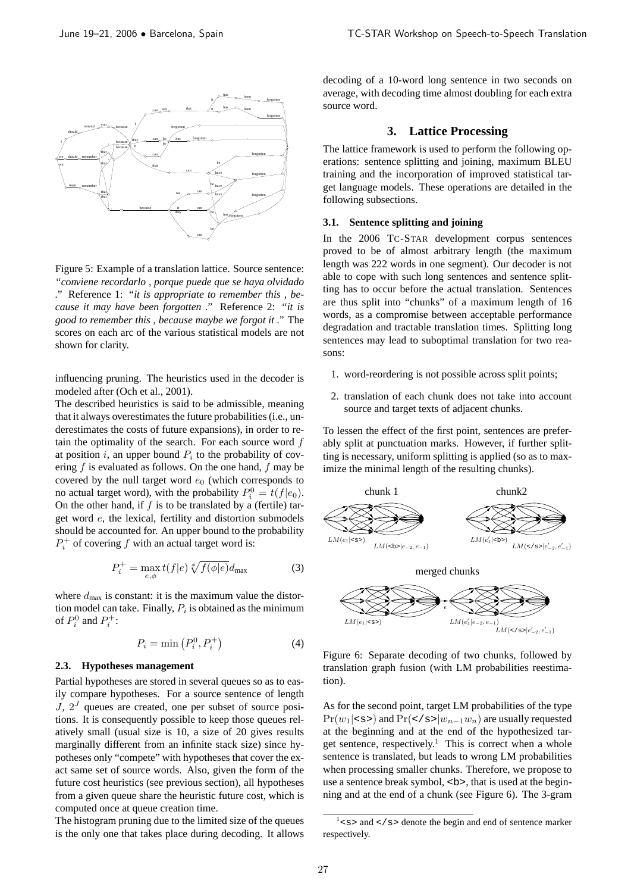Figure 5: Example of a translation lattice. Source sentence: *"conviene recordarlo , porque puede que se haya olvidado ."* Reference 1: *"it is appropriate to remember this , because it may have been forgotten ."* Reference 2: *"it is good to remember this , because maybe we forgot it ."* The scores on each arc of the various statistical models are not shown for clarity.

influencing pruning. The heuristics used in the decoder is modeled after (Och et al., 2001).

The described heuristics is said to be admissible, meaning that it always overestimates the future probabilities (i.e., underestimates the costs of future expansions), in order to retain the optimality of the search. For each source word $f$ at position $i$, an upper bound $P_i$ to the probability of covering $f$ is evaluated as follows. On the one hand, $f$ may be covered by the null target word $e_0$ (which corresponds to no actual target word), with the probability $P_i^0 = t(f|e_0)$. On the other hand, if $f$ is to be translated by a (fertile) target word $e$, the lexical, fertility and distortion submodels should be accounted for. An upper bound to the probability $P_i^+$ of covering $f$ with an actual target word is:

$$P_i^+ = \max_{e,\phi} t(f|e) \sqrt[\phi]{f(\phi|e)} d_{\max} \quad (3)$$

where $d_{\max}$ is constant: it is the maximum value the distortion model can take. Finally, $P_i$ is obtained as the minimum of $P_i^0$ and $P_i^+$:

$$P_i = \min\left(P_i^0, P_i^+\right) \quad (4)$$

### 2.3. Hypotheses management

Partial hypotheses are stored in several queues so as to easily compare hypotheses. For a source sentence of length $J$, $2^J$ queues are created, one per subset of source positions. It is consequently possible to keep those queues relatively small (usual size is 10, a size of 20 gives results marginally different from an infinite stack size) since hypotheses only "compete" with hypotheses that cover the exact same set of source words. Also, given the form of the future cost heuristics (see previous section), all hypotheses from a given queue share the heuristic future cost, which is computed once at queue creation time.

The histogram pruning due to the limited size of the queues is the only one that takes place during decoding. It allows decoding of a 10-word long sentence in two seconds on average, with decoding time almost doubling for each extra source word.

## 3. Lattice Processing

The lattice framework is used to perform the following operations: sentence splitting and joining, maximum BLEU training and the incorporation of improved statistical target language models. These operations are detailed in the following subsections.

### 3.1. Sentence splitting and joining

In the 2006 TC-STAR development corpus sentences proved to be of almost arbitrary length (the maximum length was 222 words in one segment). Our decoder is not able to cope with such long sentences and sentence splitting has to occur before the actual translation. Sentences are thus split into "chunks" of a maximum length of 16 words, as a compromise between acceptable performance degradation and tractable translation times. Splitting long sentences may lead to suboptimal translation for two reasons:

1. word-reordering is not possible across split points;
2. translation of each chunk does not take into account source and target texts of adjacent chunks.

To lessen the effect of the first point, sentences are preferably split at punctuation marks. However, if further splitting is necessary, uniform splitting is applied (so as to maximize the minimal length of the resulting chunks).

Figure 6: Separate decoding of two chunks, followed by translation graph fusion (with LM probabilities reestimation).

As for the second point, target LM probabilities of the type $\Pr(w_1|\texttt{<s>})$ and $\Pr(\texttt{</s>}|w_{n-1}w_n)$ are usually requested at the beginning and at the end of the hypothesized target sentence, respectively.[1] This is correct when a whole sentence is translated, but leads to wrong LM probabilities when processing smaller chunks. Therefore, we propose to use a sentence break symbol, `<b>`, that is used at the beginning and at the end of a chunk (see Figure 6). The 3-gram

[1] `<s>` and `</s>` denote the begin and end of sentence marker respectively.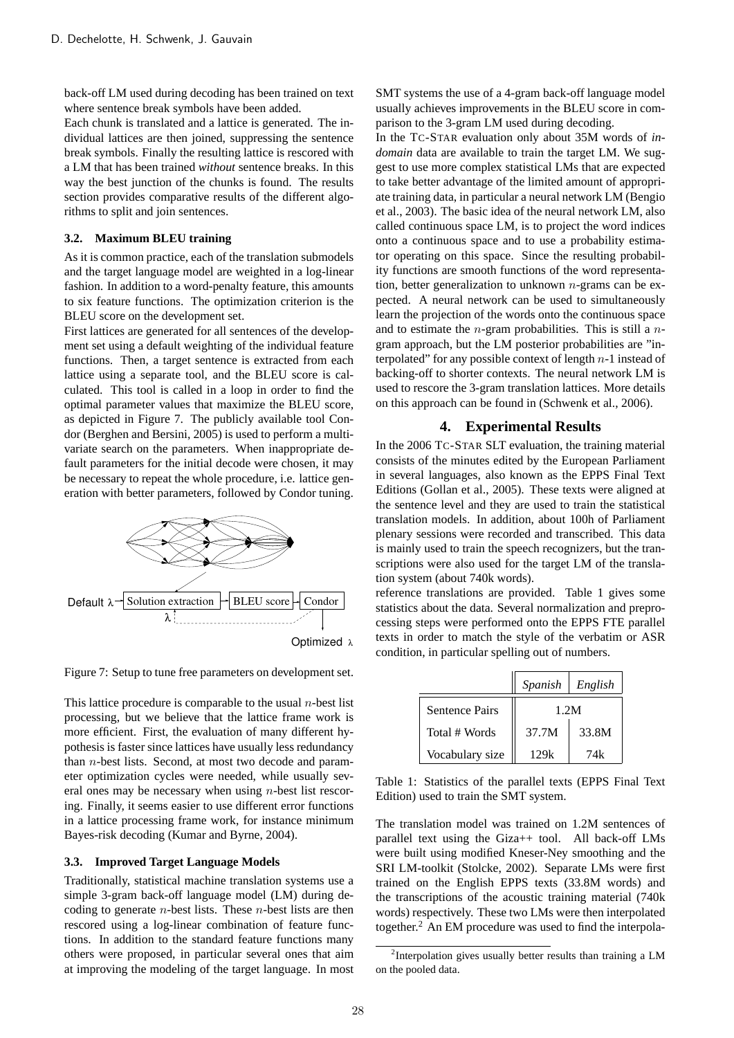back-off LM used during decoding has been trained on text where sentence break symbols have been added.

Each chunk is translated and a lattice is generated. The individual lattices are then joined, suppressing the sentence break symbols. Finally the resulting lattice is rescored with a LM that has been trained *without* sentence breaks. In this way the best junction of the chunks is found. The results section provides comparative results of the different algorithms to split and join sentences.

### 3.2. Maximum BLEU training

As it is common practice, each of the translation submodels and the target language model are weighted in a log-linear fashion. In addition to a word-penalty feature, this amounts to six feature functions. The optimization criterion is the BLEU score on the development set.

First lattices are generated for all sentences of the development set using a default weighting of the individual feature functions. Then, a target sentence is extracted from each lattice using a separate tool, and the BLEU score is calculated. This tool is called in a loop in order to find the optimal parameter values that maximize the BLEU score, as depicted in Figure 7. The publicly available tool Condor (Berghen and Bersini, 2005) is used to perform a multivariate search on the parameters. When inappropriate default parameters for the initial decode were chosen, it may be necessary to repeat the whole procedure, i.e. lattice generation with better parameters, followed by Condor tuning.

Default λ → Solution extraction → BLEU score → Condor → Optimized λ

Figure 7: Setup to tune free parameters on development set.

This lattice procedure is comparable to the usual $n$-best list processing, but we believe that the lattice frame work is more efficient. First, the evaluation of many different hypothesis is faster since lattices have usually less redundancy than $n$-best lists. Second, at most two decode and parameter optimization cycles were needed, while usually several ones may be necessary when using $n$-best list rescoring. Finally, it seems easier to use different error functions in a lattice processing frame work, for instance minimum Bayes-risk decoding (Kumar and Byrne, 2004).

### 3.3. Improved Target Language Models

Traditionally, statistical machine translation systems use a simple 3-gram back-off language model (LM) during decoding to generate $n$-best lists. These $n$-best lists are then rescored using a log-linear combination of feature functions. In addition to the standard feature functions many others were proposed, in particular several ones that aim at improving the modeling of the target language. In most SMT systems the use of a 4-gram back-off language model usually achieves improvements in the BLEU score in comparison to the 3-gram LM used during decoding.

In the TC-STAR evaluation only about 35M words of *in-domain* data are available to train the target LM. We suggest to use more complex statistical LMs that are expected to take better advantage of the limited amount of appropriate training data, in particular a neural network LM (Bengio et al., 2003). The basic idea of the neural network LM, also called continuous space LM, is to project the word indices onto a continuous space and to use a probability estimator operating on this space. Since the resulting probability functions are smooth functions of the word representation, better generalization to unknown $n$-grams can be expected. A neural network can be used to simultaneously learn the projection of the words onto the continuous space and to estimate the $n$-gram probabilities. This is still a $n$-gram approach, but the LM posterior probabilities are "interpolated" for any possible context of length $n$-1 instead of backing-off to shorter contexts. The neural network LM is used to rescore the 3-gram translation lattices. More details on this approach can be found in (Schwenk et al., 2006).

## 4. Experimental Results

In the 2006 TC-STAR SLT evaluation, the training material consists of the minutes edited by the European Parliament in several languages, also known as the EPPS Final Text Editions (Gollan et al., 2005). These texts were aligned at the sentence level and they are used to train the statistical translation models. In addition, about 100h of Parliament plenary sessions were recorded and transcribed. This data is mainly used to train the speech recognizers, but the transcriptions were also used for the target LM of the translation system (about 740k words).

reference translations are provided. Table 1 gives some statistics about the data. Several normalization and preprocessing steps were performed onto the EPPS FTE parallel texts in order to match the style of the verbatim or ASR condition, in particular spelling out of numbers.

| | *Spanish* | *English* |
|---|---|---|
| Sentence Pairs | 1.2M | |
| Total # Words | 37.7M | 33.8M |
| Vocabulary size | 129k | 74k |

Table 1: Statistics of the parallel texts (EPPS Final Text Edition) used to train the SMT system.

The translation model was trained on 1.2M sentences of parallel text using the Giza++ tool. All back-off LMs were built using modified Kneser-Ney smoothing and the SRI LM-toolkit (Stolcke, 2002). Separate LMs were first trained on the English EPPS texts (33.8M words) and the transcriptions of the acoustic training material (740k words) respectively. These two LMs were then interpolated together.[2] An EM procedure was used to find the interpola-

[2] Interpolation gives usually better results than training a LM on the pooled data.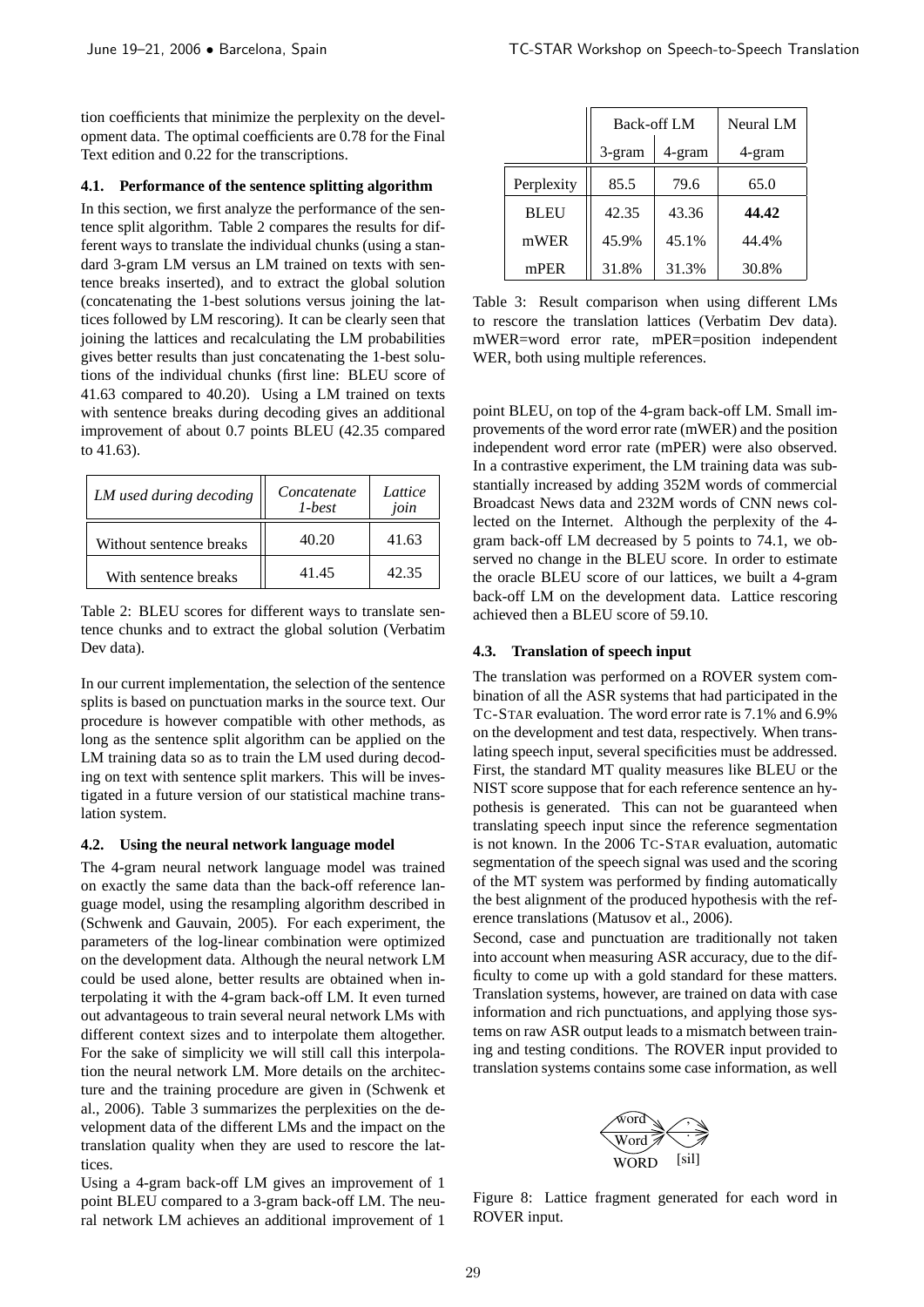tion coefficients that minimize the perplexity on the development data. The optimal coefficients are 0.78 for the Final Text edition and 0.22 for the transcriptions.

### 4.1. Performance of the sentence splitting algorithm

In this section, we first analyze the performance of the sentence split algorithm. Table 2 compares the results for different ways to translate the individual chunks (using a standard 3-gram LM versus an LM trained on texts with sentence breaks inserted), and to extract the global solution (concatenating the 1-best solutions versus joining the lattices followed by LM rescoring). It can be clearly seen that joining the lattices and recalculating the LM probabilities gives better results than just concatenating the 1-best solutions of the individual chunks (first line: BLEU score of 41.63 compared to 40.20). Using a LM trained on texts with sentence breaks during decoding gives an additional improvement of about 0.7 points BLEU (42.35 compared to 41.63).

| *LM used during decoding* | *Concatenate 1-best* | *Lattice join* |
|---|---|---|
| Without sentence breaks | 40.20 | 41.63 |
| With sentence breaks | 41.45 | 42.35 |

Table 2: BLEU scores for different ways to translate sentence chunks and to extract the global solution (Verbatim Dev data).

In our current implementation, the selection of the sentence splits is based on punctuation marks in the source text. Our procedure is however compatible with other methods, as long as the sentence split algorithm can be applied on the LM training data so as to train the LM used during decoding on text with sentence split markers. This will be investigated in a future version of our statistical machine translation system.

### 4.2. Using the neural network language model

The 4-gram neural network language model was trained on exactly the same data than the back-off reference language model, using the resampling algorithm described in (Schwenk and Gauvain, 2005). For each experiment, the parameters of the log-linear combination were optimized on the development data. Although the neural network LM could be used alone, better results are obtained when interpolating it with the 4-gram back-off LM. It even turned out advantageous to train several neural network LMs with different context sizes and to interpolate them altogether. For the sake of simplicity we will still call this interpolation the neural network LM. More details on the architecture and the training procedure are given in (Schwenk et al., 2006). Table 3 summarizes the perplexities on the development data of the different LMs and the impact on the translation quality when they are used to rescore the lattices.

Using a 4-gram back-off LM gives an improvement of 1 point BLEU compared to a 3-gram back-off LM. The neural network LM achieves an additional improvement of 1 point BLEU, on top of the 4-gram back-off LM. Small improvements of the word error rate (mWER) and the position independent word error rate (mPER) were also observed. In a contrastive experiment, the LM training data was substantially increased by adding 352M words of commercial Broadcast News data and 232M words of CNN news collected on the Internet. Although the perplexity of the 4-gram back-off LM decreased by 5 points to 74.1, we observed no change in the BLEU score. In order to estimate the oracle BLEU score of our lattices, we built a 4-gram back-off LM on the development data. Lattice rescoring achieved then a BLEU score of 59.10.

| | Back-off LM | | Neural LM |
|---|---|---|---|
| | 3-gram | 4-gram | 4-gram |
| Perplexity | 85.5 | 79.6 | 65.0 |
| BLEU | 42.35 | 43.36 | **44.42** |
| mWER | 45.9% | 45.1% | 44.4% |
| mPER | 31.8% | 31.3% | 30.8% |

Table 3: Result comparison when using different LMs to rescore the translation lattices (Verbatim Dev data). mWER=word error rate, mPER=position independent WER, both using multiple references.

### 4.3. Translation of speech input

The translation was performed on a ROVER system combination of all the ASR systems that had participated in the TC-STAR evaluation. The word error rate is 7.1% and 6.9% on the development and test data, respectively. When translating speech input, several specificities must be addressed. First, the standard MT quality measures like BLEU or the NIST score suppose that for each reference sentence an hypothesis is generated. This can not be guaranteed when translating speech input since the reference segmentation is not known. In the 2006 TC-STAR evaluation, automatic segmentation of the speech signal was used and the scoring of the MT system was performed by finding automatically the best alignment of the produced hypothesis with the reference translations (Matusov et al., 2006).

Second, case and punctuation are traditionally not taken into account when measuring ASR accuracy, due to the difficulty to come up with a gold standard for these matters. Translation systems, however, are trained on data with case information and rich punctuations, and applying those systems on raw ASR output leads to a mismatch between training and testing conditions. The ROVER input provided to translation systems contains some case information, as well

word / Word / WORD ; , / . / [sil]

Figure 8: Lattice fragment generated for each word in ROVER input.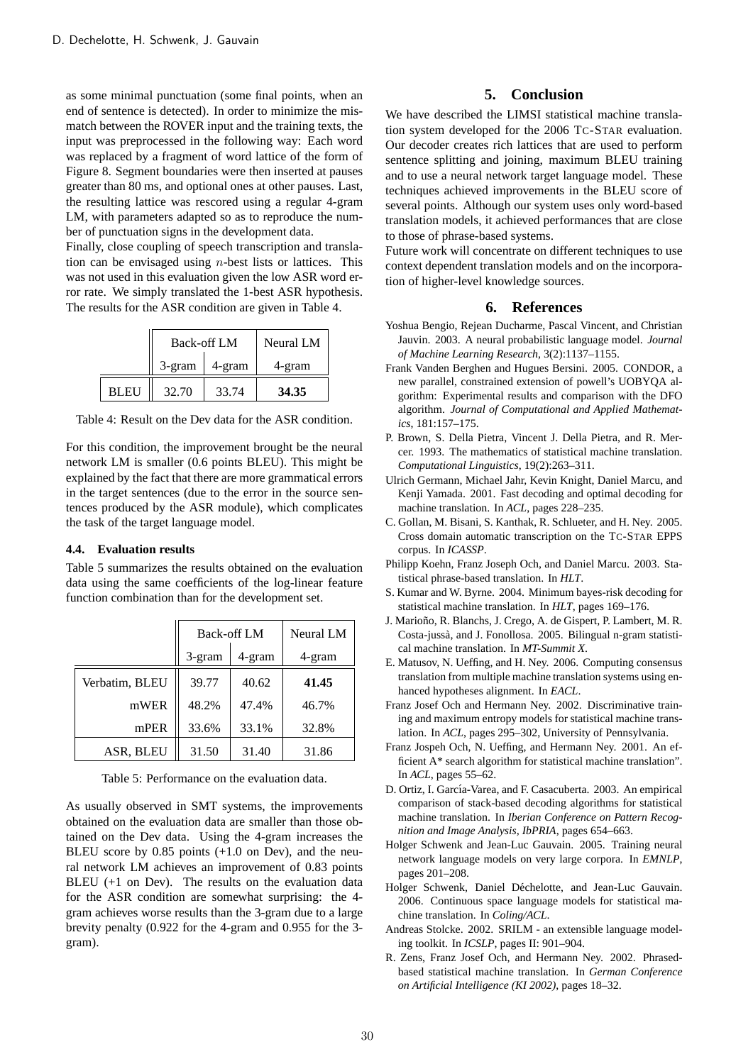as some minimal punctuation (some final points, when an end of sentence is detected). In order to minimize the mismatch between the ROVER input and the training texts, the input was preprocessed in the following way: Each word was replaced by a fragment of word lattice of the form of Figure 8. Segment boundaries were then inserted at pauses greater than 80 ms, and optional ones at other pauses. Last, the resulting lattice was rescored using a regular 4-gram LM, with parameters adapted so as to reproduce the number of punctuation signs in the development data.

Finally, close coupling of speech transcription and translation can be envisaged using $n$-best lists or lattices. This was not used in this evaluation given the low ASR word error rate. We simply translated the 1-best ASR hypothesis. The results for the ASR condition are given in Table 4.

| | Back-off LM | | Neural LM |
|---|---|---|---|
| | 3-gram | 4-gram | 4-gram |
| BLEU | 32.70 | 33.74 | **34.35** |

Table 4: Result on the Dev data for the ASR condition.

For this condition, the improvement brought be the neural network LM is smaller (0.6 points BLEU). This might be explained by the fact that there are more grammatical errors in the target sentences (due to the error in the source sentences produced by the ASR module), which complicates the task of the target language model.

### 4.4. Evaluation results

Table 5 summarizes the results obtained on the evaluation data using the same coefficients of the log-linear feature function combination than for the development set.

| | Back-off LM | | Neural LM |
|---|---|---|---|
| | 3-gram | 4-gram | 4-gram |
| Verbatim, BLEU | 39.77 | 40.62 | **41.45** |
| mWER | 48.2% | 47.4% | 46.7% |
| mPER | 33.6% | 33.1% | 32.8% |
| ASR, BLEU | 31.50 | 31.40 | 31.86 |

Table 5: Performance on the evaluation data.

As usually observed in SMT systems, the improvements obtained on the evaluation data are smaller than those obtained on the Dev data. Using the 4-gram increases the BLEU score by 0.85 points (+1.0 on Dev), and the neural network LM achieves an improvement of 0.83 points BLEU (+1 on Dev). The results on the evaluation data for the ASR condition are somewhat surprising: the 4-gram achieves worse results than the 3-gram due to a large brevity penalty (0.922 for the 4-gram and 0.955 for the 3-gram).

## 5. Conclusion

We have described the LIMSI statistical machine translation system developed for the 2006 TC-STAR evaluation. Our decoder creates rich lattices that are used to perform sentence splitting and joining, maximum BLEU training and to use a neural network target language model. These techniques achieved improvements in the BLEU score of several points. Although our system uses only word-based translation models, it achieved performances that are close to those of phrase-based systems.

Future work will concentrate on different techniques to use context dependent translation models and on the incorporation of higher-level knowledge sources.

## 6. References

Yoshua Bengio, Rejean Ducharme, Pascal Vincent, and Christian Jauvin. 2003. A neural probabilistic language model. *Journal of Machine Learning Research*, 3(2):1137–1155.

Frank Vanden Berghen and Hugues Bersini. 2005. CONDOR, a new parallel, constrained extension of powell's UOBYQA algorithm: Experimental results and comparison with the DFO algorithm. *Journal of Computational and Applied Mathematics*, 181:157–175.

P. Brown, S. Della Pietra, Vincent J. Della Pietra, and R. Mercer. 1993. The mathematics of statistical machine translation. *Computational Linguistics*, 19(2):263–311.

Ulrich Germann, Michael Jahr, Kevin Knight, Daniel Marcu, and Kenji Yamada. 2001. Fast decoding and optimal decoding for machine translation. In *ACL*, pages 228–235.

C. Gollan, M. Bisani, S. Kanthak, R. Schlueter, and H. Ney. 2005. Cross domain automatic transcription on the TC-STAR EPPS corpus. In *ICASSP*.

Philipp Koehn, Franz Joseph Och, and Daniel Marcu. 2003. Statistical phrase-based translation. In *HLT*.

S. Kumar and W. Byrne. 2004. Minimum bayes-risk decoding for statistical machine translation. In *HLT*, pages 169–176.

J. Marioño, R. Blanchs, J. Crego, A. de Gispert, P. Lambert, M. R. Costa-jussà, and J. Fonollosa. 2005. Bilingual n-gram statistical machine translation. In *MT-Summit X*.

E. Matusov, N. Ueffing, and H. Ney. 2006. Computing consensus translation from multiple machine translation systems using enhanced hypotheses alignment. In *EACL*.

Franz Josef Och and Hermann Ney. 2002. Discriminative training and maximum entropy models for statistical machine translation. In *ACL*, pages 295–302, University of Pennsylvania.

Franz Jospeh Och, N. Ueffing, and Hermann Ney. 2001. An efficient A* search algorithm for statistical machine translation". In *ACL*, pages 55–62.

D. Ortiz, I. García-Varea, and F. Casacuberta. 2003. An empirical comparison of stack-based decoding algorithms for statistical machine translation. In *Iberian Conference on Pattern Recognition and Image Analysis, IbPRIA*, pages 654–663.

Holger Schwenk and Jean-Luc Gauvain. 2005. Training neural network language models on very large corpora. In *EMNLP*, pages 201–208.

Holger Schwenk, Daniel Déchelotte, and Jean-Luc Gauvain. 2006. Continuous space language models for statistical machine translation. In *Coling/ACL*.

Andreas Stolcke. 2002. SRILM - an extensible language modeling toolkit. In *ICSLP*, pages II: 901–904.

R. Zens, Franz Josef Och, and Hermann Ney. 2002. Phrased-based statistical machine translation. In *German Conference on Artificial Intelligence (KI 2002)*, pages 18–32.